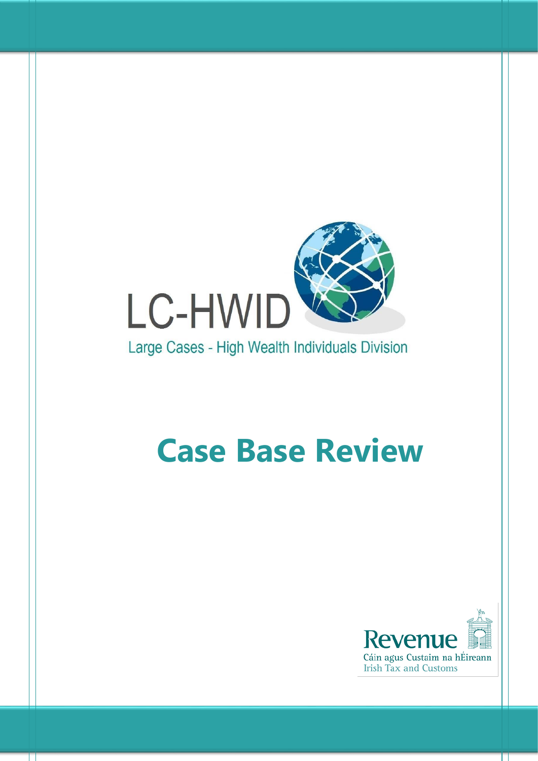LC-HWID

Large Cases - High Wealth Individuals Division

# Case Base Review

Revenue

Cáin agus Custaim na hÉireann

Irish Tax and Customs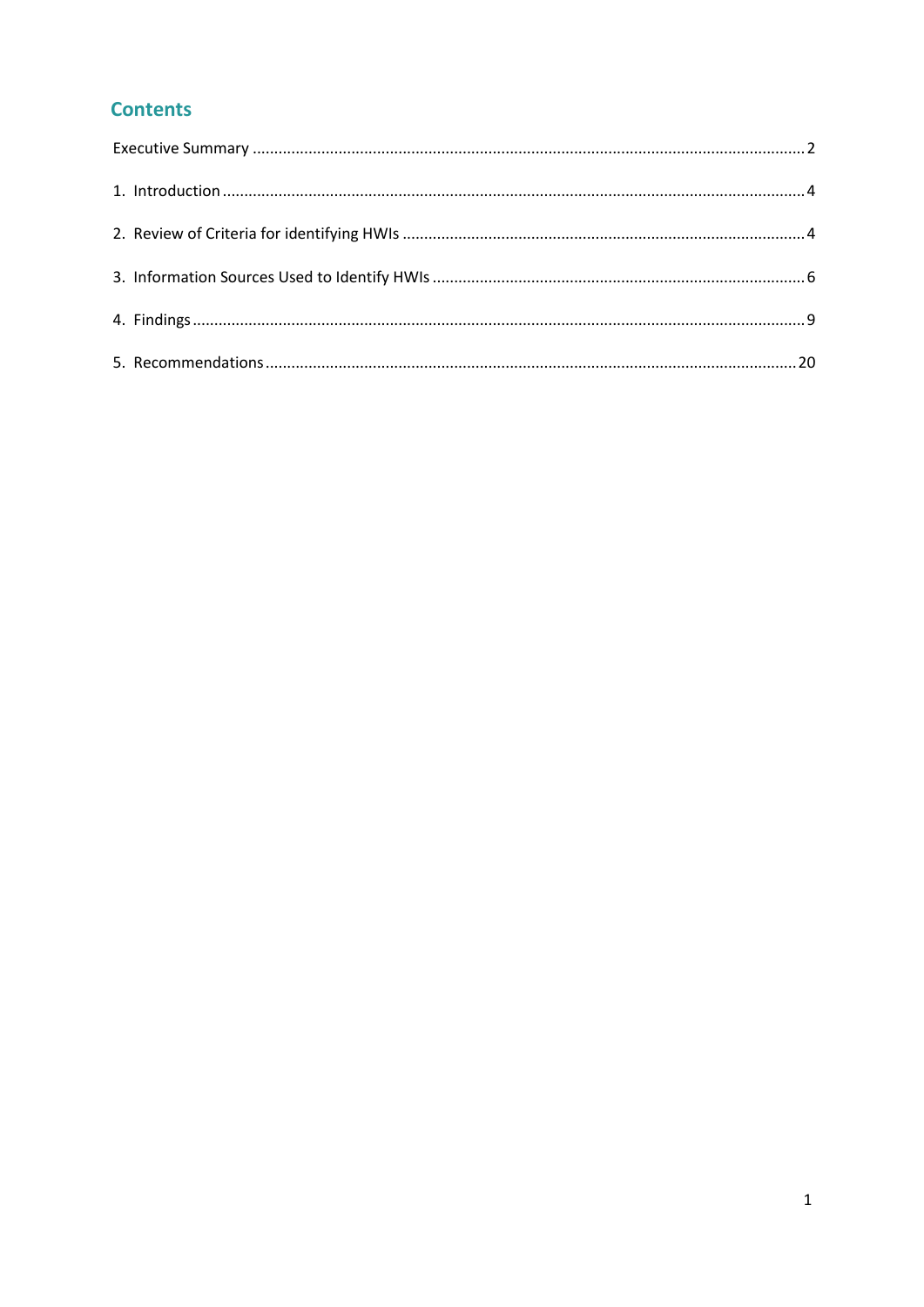## Contents

Executive Summary ........ 2

1. Introduction ........ 4
2. Review of Criteria for identifying HWIs ........ 4
3. Information Sources Used to Identify HWIs ........ 6
4. Findings ........ 9
5. Recommendations ........ 20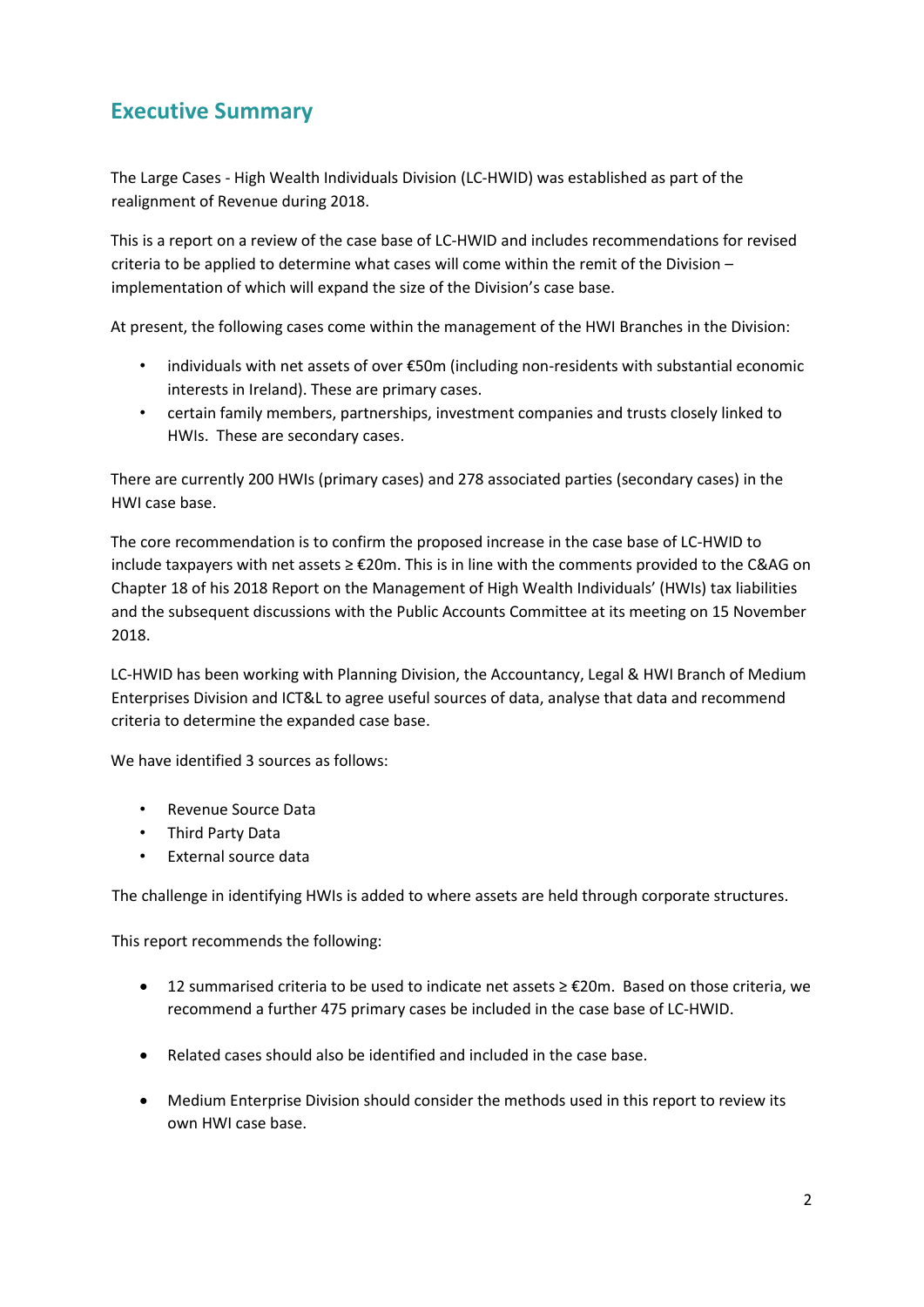# Executive Summary

The Large Cases - High Wealth Individuals Division (LC-HWID) was established as part of the realignment of Revenue during 2018.

This is a report on a review of the case base of LC-HWID and includes recommendations for revised criteria to be applied to determine what cases will come within the remit of the Division – implementation of which will expand the size of the Division's case base.

At present, the following cases come within the management of the HWI Branches in the Division:

- individuals with net assets of over €50m (including non-residents with substantial economic interests in Ireland). These are primary cases.
- certain family members, partnerships, investment companies and trusts closely linked to HWIs. These are secondary cases.

There are currently 200 HWIs (primary cases) and 278 associated parties (secondary cases) in the HWI case base.

The core recommendation is to confirm the proposed increase in the case base of LC-HWID to include taxpayers with net assets ≥ €20m. This is in line with the comments provided to the C&AG on Chapter 18 of his 2018 Report on the Management of High Wealth Individuals' (HWIs) tax liabilities and the subsequent discussions with the Public Accounts Committee at its meeting on 15 November 2018.

LC-HWID has been working with Planning Division, the Accountancy, Legal & HWI Branch of Medium Enterprises Division and ICT&L to agree useful sources of data, analyse that data and recommend criteria to determine the expanded case base.

We have identified 3 sources as follows:

- Revenue Source Data
- Third Party Data
- External source data

The challenge in identifying HWIs is added to where assets are held through corporate structures.

This report recommends the following:

- 12 summarised criteria to be used to indicate net assets ≥ €20m. Based on those criteria, we recommend a further 475 primary cases be included in the case base of LC-HWID.
- Related cases should also be identified and included in the case base.
- Medium Enterprise Division should consider the methods used in this report to review its own HWI case base.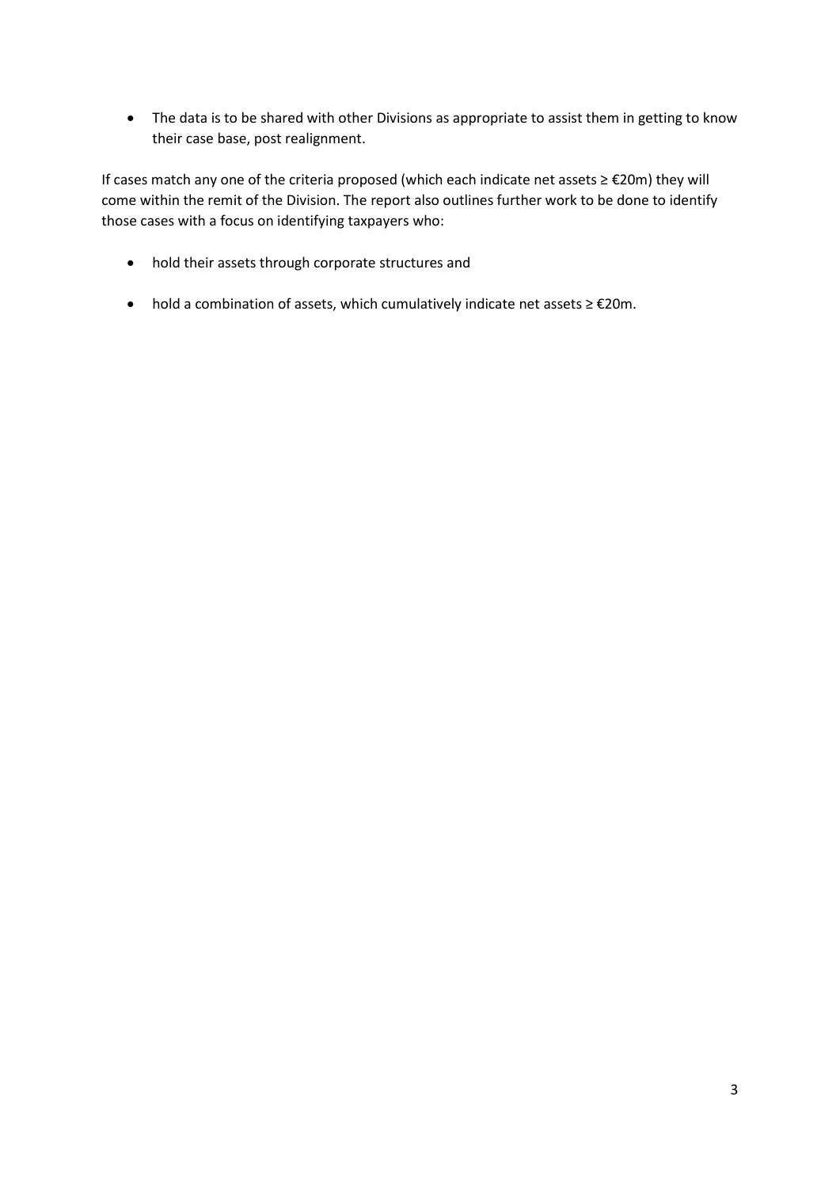- The data is to be shared with other Divisions as appropriate to assist them in getting to know their case base, post realignment.

If cases match any one of the criteria proposed (which each indicate net assets ≥ €20m) they will come within the remit of the Division. The report also outlines further work to be done to identify those cases with a focus on identifying taxpayers who:

- hold their assets through corporate structures and
- hold a combination of assets, which cumulatively indicate net assets ≥ €20m.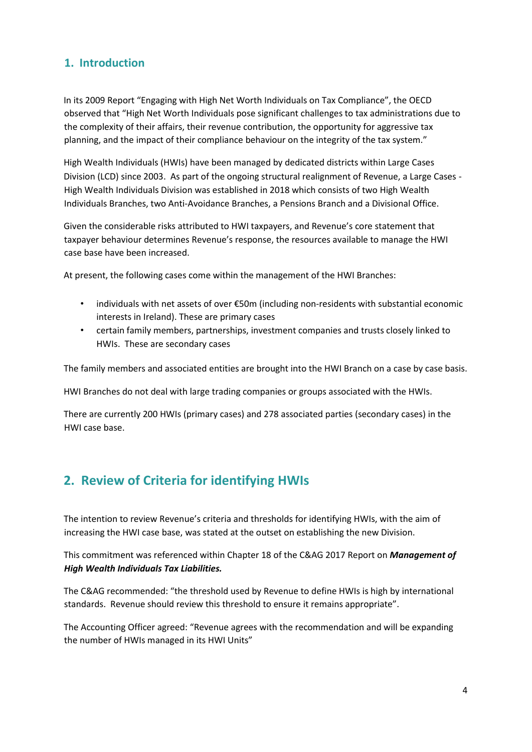## 1. Introduction

In its 2009 Report "Engaging with High Net Worth Individuals on Tax Compliance", the OECD observed that "High Net Worth Individuals pose significant challenges to tax administrations due to the complexity of their affairs, their revenue contribution, the opportunity for aggressive tax planning, and the impact of their compliance behaviour on the integrity of the tax system."

High Wealth Individuals (HWIs) have been managed by dedicated districts within Large Cases Division (LCD) since 2003. As part of the ongoing structural realignment of Revenue, a Large Cases - High Wealth Individuals Division was established in 2018 which consists of two High Wealth Individuals Branches, two Anti-Avoidance Branches, a Pensions Branch and a Divisional Office.

Given the considerable risks attributed to HWI taxpayers, and Revenue's core statement that taxpayer behaviour determines Revenue's response, the resources available to manage the HWI case base have been increased.

At present, the following cases come within the management of the HWI Branches:

- individuals with net assets of over €50m (including non-residents with substantial economic interests in Ireland). These are primary cases
- certain family members, partnerships, investment companies and trusts closely linked to HWIs. These are secondary cases

The family members and associated entities are brought into the HWI Branch on a case by case basis.

HWI Branches do not deal with large trading companies or groups associated with the HWIs.

There are currently 200 HWIs (primary cases) and 278 associated parties (secondary cases) in the HWI case base.

## 2. Review of Criteria for identifying HWIs

The intention to review Revenue's criteria and thresholds for identifying HWIs, with the aim of increasing the HWI case base, was stated at the outset on establishing the new Division.

This commitment was referenced within Chapter 18 of the C&AG 2017 Report on ***Management of High Wealth Individuals Tax Liabilities.***

The C&AG recommended: "the threshold used by Revenue to define HWIs is high by international standards. Revenue should review this threshold to ensure it remains appropriate".

The Accounting Officer agreed: "Revenue agrees with the recommendation and will be expanding the number of HWIs managed in its HWI Units"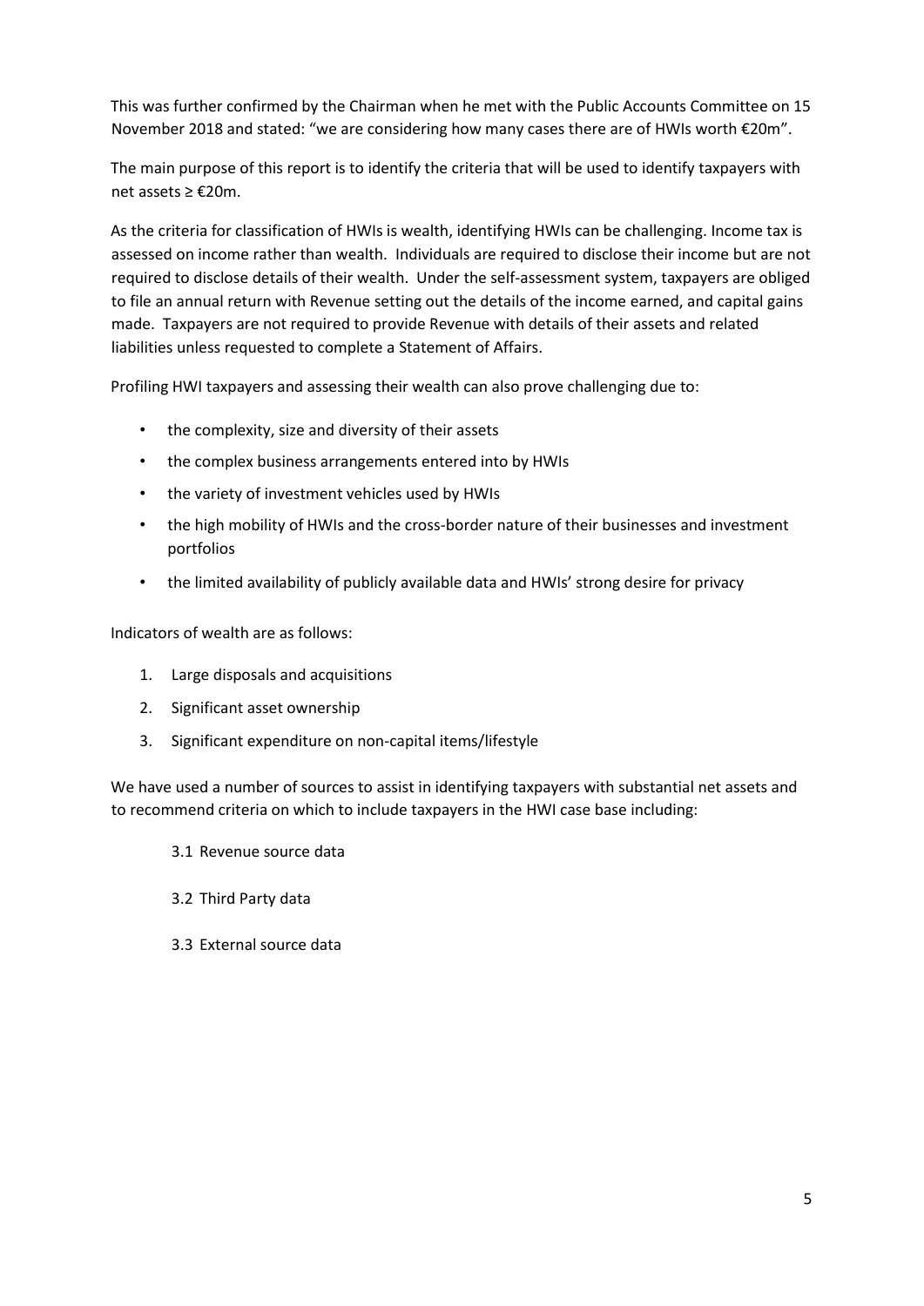This was further confirmed by the Chairman when he met with the Public Accounts Committee on 15 November 2018 and stated: "we are considering how many cases there are of HWIs worth €20m".

The main purpose of this report is to identify the criteria that will be used to identify taxpayers with net assets ≥ €20m.

As the criteria for classification of HWIs is wealth, identifying HWIs can be challenging. Income tax is assessed on income rather than wealth. Individuals are required to disclose their income but are not required to disclose details of their wealth. Under the self-assessment system, taxpayers are obliged to file an annual return with Revenue setting out the details of the income earned, and capital gains made. Taxpayers are not required to provide Revenue with details of their assets and related liabilities unless requested to complete a Statement of Affairs.

Profiling HWI taxpayers and assessing their wealth can also prove challenging due to:

- the complexity, size and diversity of their assets
- the complex business arrangements entered into by HWIs
- the variety of investment vehicles used by HWIs
- the high mobility of HWIs and the cross-border nature of their businesses and investment portfolios
- the limited availability of publicly available data and HWIs' strong desire for privacy

Indicators of wealth are as follows:

1. Large disposals and acquisitions
2. Significant asset ownership
3. Significant expenditure on non-capital items/lifestyle

We have used a number of sources to assist in identifying taxpayers with substantial net assets and to recommend criteria on which to include taxpayers in the HWI case base including:

3.1 Revenue source data

3.2 Third Party data

3.3 External source data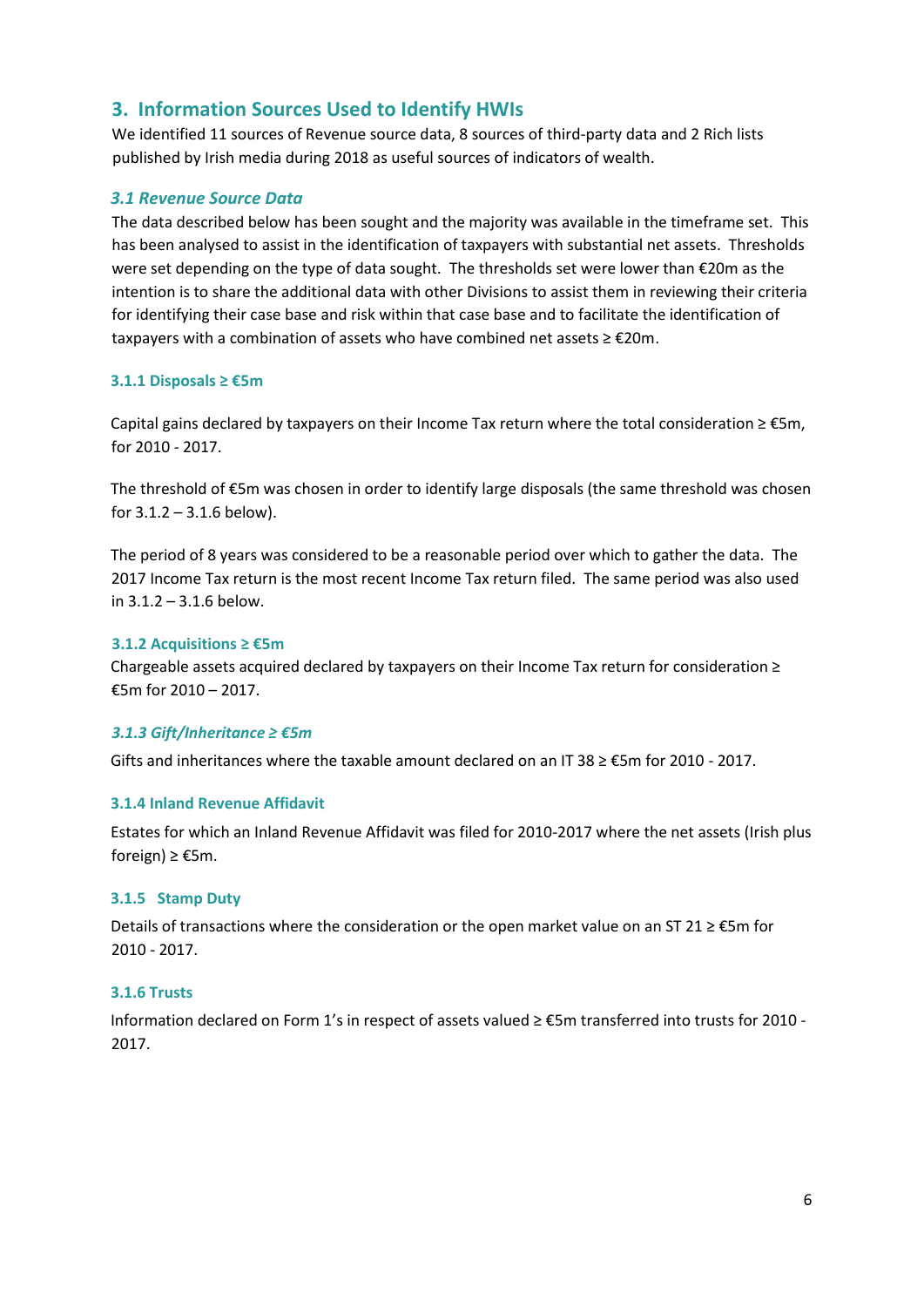## 3. Information Sources Used to Identify HWIs

We identified 11 sources of Revenue source data, 8 sources of third-party data and 2 Rich lists published by Irish media during 2018 as useful sources of indicators of wealth.

### *3.1 Revenue Source Data*

The data described below has been sought and the majority was available in the timeframe set. This has been analysed to assist in the identification of taxpayers with substantial net assets. Thresholds were set depending on the type of data sought. The thresholds set were lower than €20m as the intention is to share the additional data with other Divisions to assist them in reviewing their criteria for identifying their case base and risk within that case base and to facilitate the identification of taxpayers with a combination of assets who have combined net assets ≥ €20m.

#### 3.1.1 Disposals ≥ €5m

Capital gains declared by taxpayers on their Income Tax return where the total consideration ≥ €5m, for 2010 - 2017.

The threshold of €5m was chosen in order to identify large disposals (the same threshold was chosen for 3.1.2 – 3.1.6 below).

The period of 8 years was considered to be a reasonable period over which to gather the data. The 2017 Income Tax return is the most recent Income Tax return filed. The same period was also used in 3.1.2 – 3.1.6 below.

#### 3.1.2 Acquisitions ≥ €5m

Chargeable assets acquired declared by taxpayers on their Income Tax return for consideration ≥ €5m for 2010 – 2017.

#### *3.1.3 Gift/Inheritance ≥ €5m*

Gifts and inheritances where the taxable amount declared on an IT 38 ≥ €5m for 2010 - 2017.

#### 3.1.4 Inland Revenue Affidavit

Estates for which an Inland Revenue Affidavit was filed for 2010-2017 where the net assets (Irish plus foreign) ≥ €5m.

#### 3.1.5 Stamp Duty

Details of transactions where the consideration or the open market value on an ST 21 ≥ €5m for 2010 - 2017.

#### 3.1.6 Trusts

Information declared on Form 1's in respect of assets valued ≥ €5m transferred into trusts for 2010 - 2017.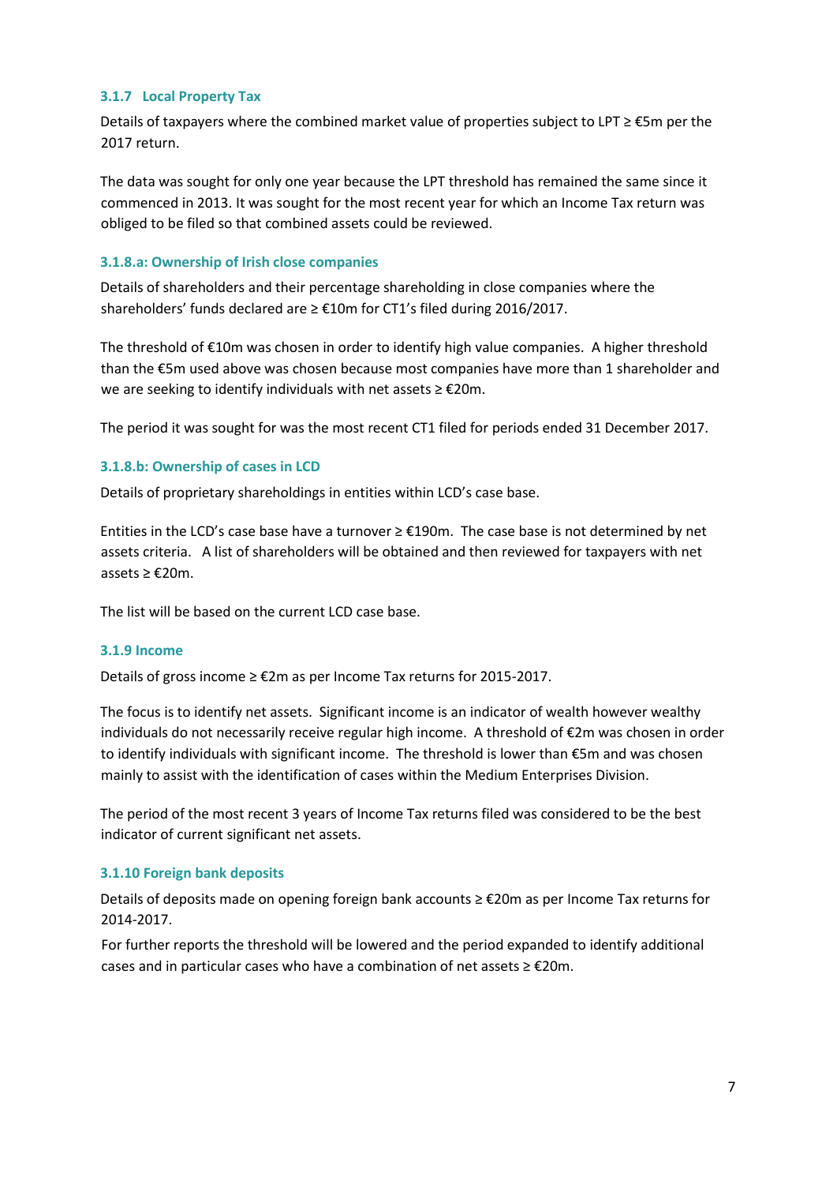### 3.1.7 Local Property Tax

Details of taxpayers where the combined market value of properties subject to LPT ≥ €5m per the 2017 return.

The data was sought for only one year because the LPT threshold has remained the same since it commenced in 2013. It was sought for the most recent year for which an Income Tax return was obliged to be filed so that combined assets could be reviewed.

### 3.1.8.a: Ownership of Irish close companies

Details of shareholders and their percentage shareholding in close companies where the shareholders' funds declared are ≥ €10m for CT1's filed during 2016/2017.

The threshold of €10m was chosen in order to identify high value companies. A higher threshold than the €5m used above was chosen because most companies have more than 1 shareholder and we are seeking to identify individuals with net assets ≥ €20m.

The period it was sought for was the most recent CT1 filed for periods ended 31 December 2017.

### 3.1.8.b: Ownership of cases in LCD

Details of proprietary shareholdings in entities within LCD's case base.

Entities in the LCD's case base have a turnover ≥ €190m. The case base is not determined by net assets criteria. A list of shareholders will be obtained and then reviewed for taxpayers with net assets ≥ €20m.

The list will be based on the current LCD case base.

### 3.1.9 Income

Details of gross income ≥ €2m as per Income Tax returns for 2015-2017.

The focus is to identify net assets. Significant income is an indicator of wealth however wealthy individuals do not necessarily receive regular high income. A threshold of €2m was chosen in order to identify individuals with significant income. The threshold is lower than €5m and was chosen mainly to assist with the identification of cases within the Medium Enterprises Division.

The period of the most recent 3 years of Income Tax returns filed was considered to be the best indicator of current significant net assets.

### 3.1.10 Foreign bank deposits

Details of deposits made on opening foreign bank accounts ≥ €20m as per Income Tax returns for 2014-2017.

For further reports the threshold will be lowered and the period expanded to identify additional cases and in particular cases who have a combination of net assets ≥ €20m.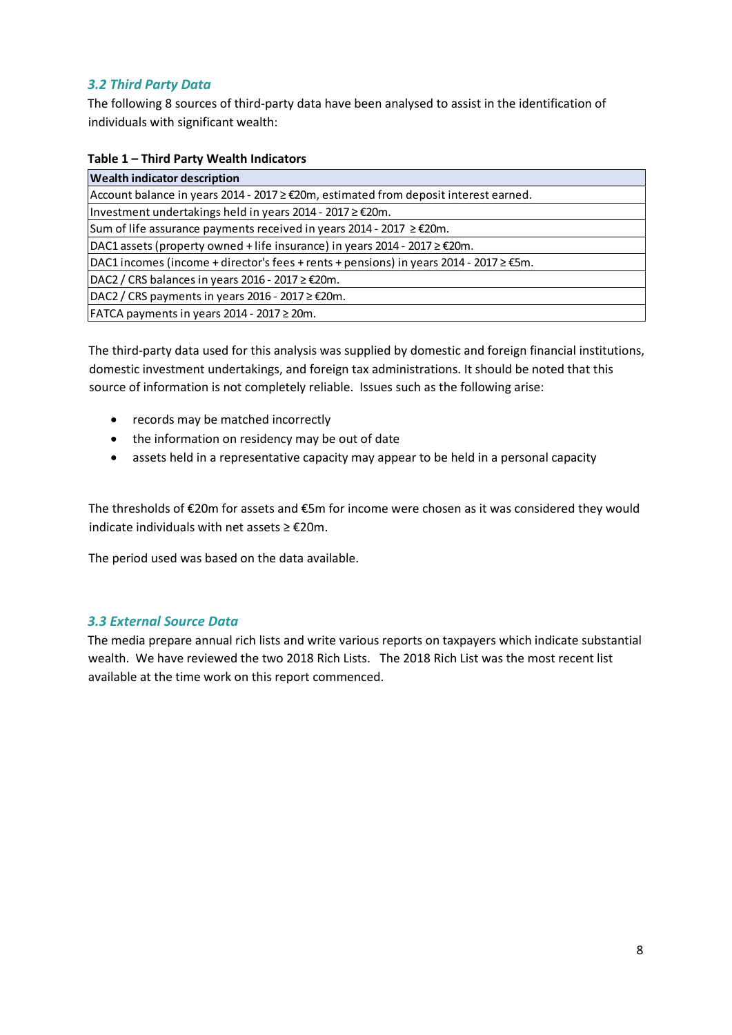### *3.2 Third Party Data*

The following 8 sources of third-party data have been analysed to assist in the identification of individuals with significant wealth:

**Table 1 – Third Party Wealth Indicators**

| Wealth indicator description |
|---|
| Account balance in years 2014 - 2017 ≥ €20m, estimated from deposit interest earned. |
| Investment undertakings held in years 2014 - 2017 ≥ €20m. |
| Sum of life assurance payments received in years 2014 - 2017 ≥ €20m. |
| DAC1 assets (property owned + life insurance) in years 2014 - 2017 ≥ €20m. |
| DAC1 incomes (income + director's fees + rents + pensions) in years 2014 - 2017 ≥ €5m. |
| DAC2 / CRS balances in years 2016 - 2017 ≥ €20m. |
| DAC2 / CRS payments in years 2016 - 2017 ≥ €20m. |
| FATCA payments in years 2014 - 2017 ≥ 20m. |

The third-party data used for this analysis was supplied by domestic and foreign financial institutions, domestic investment undertakings, and foreign tax administrations. It should be noted that this source of information is not completely reliable. Issues such as the following arise:

- records may be matched incorrectly
- the information on residency may be out of date
- assets held in a representative capacity may appear to be held in a personal capacity

The thresholds of €20m for assets and €5m for income were chosen as it was considered they would indicate individuals with net assets ≥ €20m.

The period used was based on the data available.

### *3.3 External Source Data*

The media prepare annual rich lists and write various reports on taxpayers which indicate substantial wealth. We have reviewed the two 2018 Rich Lists. The 2018 Rich List was the most recent list available at the time work on this report commenced.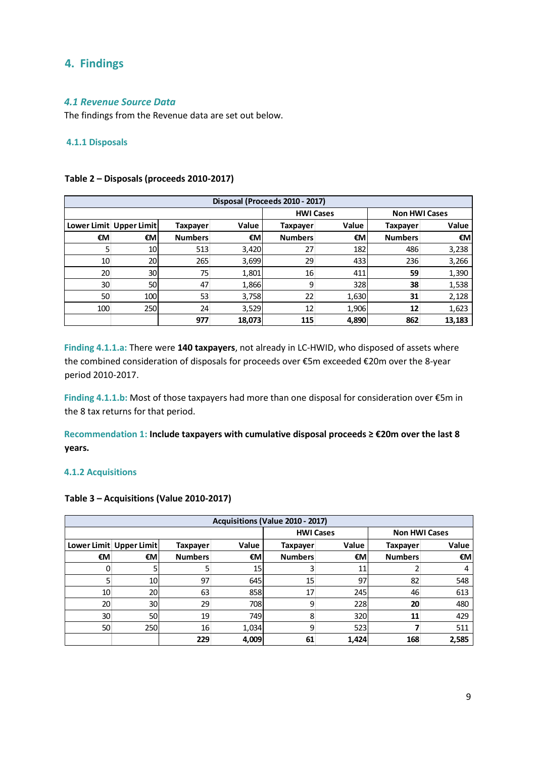## 4. Findings

### *4.1 Revenue Source Data*

The findings from the Revenue data are set out below.

#### 4.1.1 Disposals

**Table 2 – Disposals (proceeds 2010-2017)**

| Disposal (Proceeds 2010 - 2017) | | | | | | | |
|---|---|---|---|---|---|---|---|
| | | | | HWI Cases | | Non HWI Cases | |
| Lower Limit | Upper Limit | Taxpayer | Value | Taxpayer | Value | Taxpayer | Value |
| €M | €M | Numbers | €M | Numbers | €M | Numbers | €M |
| 5 | 10 | 513 | 3,420 | 27 | 182 | 486 | 3,238 |
| 10 | 20 | 265 | 3,699 | 29 | 433 | 236 | 3,266 |
| 20 | 30 | 75 | 1,801 | 16 | 411 | **59** | 1,390 |
| 30 | 50 | 47 | 1,866 | 9 | 328 | **38** | 1,538 |
| 50 | 100 | 53 | 3,758 | 22 | 1,630 | **31** | 2,128 |
| 100 | 250 | 24 | 3,529 | 12 | 1,906 | **12** | 1,623 |
| | | **977** | **18,073** | **115** | **4,890** | **862** | **13,183** |

**Finding 4.1.1.a:** There were **140 taxpayers**, not already in LC-HWID, who disposed of assets where the combined consideration of disposals for proceeds over €5m exceeded €20m over the 8-year period 2010-2017.

**Finding 4.1.1.b:** Most of those taxpayers had more than one disposal for consideration over €5m in the 8 tax returns for that period.

**Recommendation 1: Include taxpayers with cumulative disposal proceeds ≥ €20m over the last 8 years.**

#### 4.1.2 Acquisitions

**Table 3 – Acquisitions (Value 2010-2017)**

| Acquisitions (Value 2010 - 2017) | | | | | | | |
|---|---|---|---|---|---|---|---|
| | | | | HWI Cases | | Non HWI Cases | |
| Lower Limit | Upper Limit | Taxpayer | Value | Taxpayer | Value | Taxpayer | Value |
| €M | €M | Numbers | €M | Numbers | €M | Numbers | €M |
| 0 | 5 | 5 | 15 | 3 | 11 | 2 | 4 |
| 5 | 10 | 97 | 645 | 15 | 97 | 82 | 548 |
| 10 | 20 | 63 | 858 | 17 | 245 | 46 | 613 |
| 20 | 30 | 29 | 708 | 9 | 228 | **20** | 480 |
| 30 | 50 | 19 | 749 | 8 | 320 | **11** | 429 |
| 50 | 250 | 16 | 1,034 | 9 | 523 | **7** | 511 |
| | | **229** | **4,009** | **61** | **1,424** | **168** | **2,585** |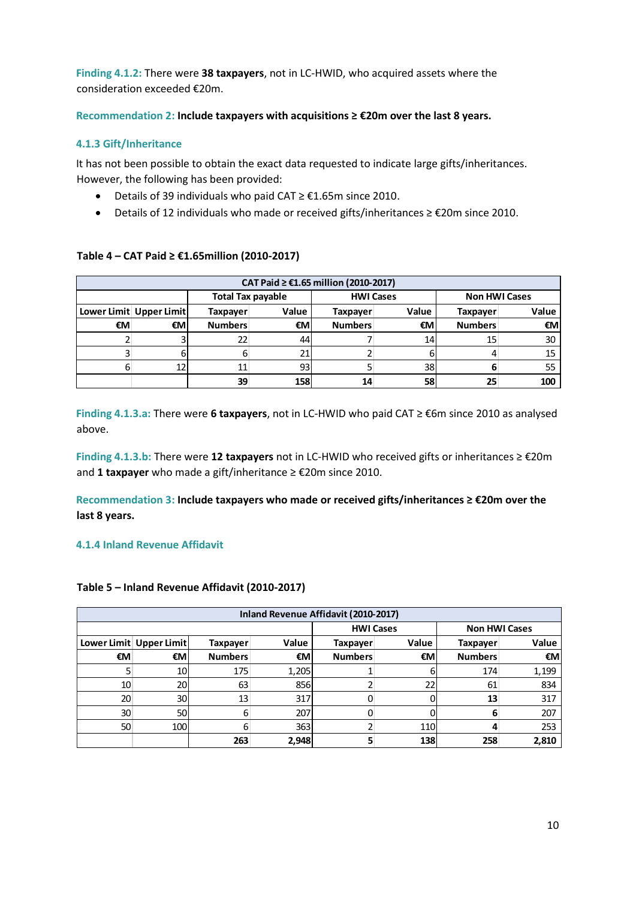**Finding 4.1.2:** There were **38 taxpayers**, not in LC-HWID, who acquired assets where the consideration exceeded €20m.

**Recommendation 2: Include taxpayers with acquisitions ≥ €20m over the last 8 years.**

### 4.1.3 Gift/Inheritance

It has not been possible to obtain the exact data requested to indicate large gifts/inheritances. However, the following has been provided:

- Details of 39 individuals who paid CAT ≥ €1.65m since 2010.
- Details of 12 individuals who made or received gifts/inheritances ≥ €20m since 2010.

**Table 4 – CAT Paid ≥ €1.65million (2010-2017)**

| CAT Paid ≥ €1.65 million (2010-2017) | | | | | | | |
|---|---|---|---|---|---|---|---|
| | | Total Tax payable | | HWI Cases | | Non HWI Cases | |
| Lower Limit | Upper Limit | Taxpayer | Value | Taxpayer | Value | Taxpayer | Value |
| €M | €M | Numbers | €M | Numbers | €M | Numbers | €M |
| 2 | 3 | 22 | 44 | 7 | 14 | 15 | 30 |
| 3 | 6 | 6 | 21 | 2 | 6 | 4 | 15 |
| 6 | 12 | 11 | 93 | 5 | 38 | **6** | 55 |
| | | **39** | **158** | **14** | **58** | **25** | **100** |

**Finding 4.1.3.a:** There were **6 taxpayers**, not in LC-HWID who paid CAT ≥ €6m since 2010 as analysed above.

**Finding 4.1.3.b:** There were **12 taxpayers** not in LC-HWID who received gifts or inheritances ≥ €20m and **1 taxpayer** who made a gift/inheritance ≥ €20m since 2010.

**Recommendation 3: Include taxpayers who made or received gifts/inheritances ≥ €20m over the last 8 years.**

### 4.1.4 Inland Revenue Affidavit

**Table 5 – Inland Revenue Affidavit (2010-2017)**

| Inland Revenue Affidavit (2010-2017) | | | | | | | |
|---|---|---|---|---|---|---|---|
| | | | | HWI Cases | | Non HWI Cases | |
| Lower Limit | Upper Limit | Taxpayer | Value | Taxpayer | Value | Taxpayer | Value |
| €M | €M | Numbers | €M | Numbers | €M | Numbers | €M |
| 5 | 10 | 175 | 1,205 | 1 | 6 | 174 | 1,199 |
| 10 | 20 | 63 | 856 | 2 | 22 | 61 | 834 |
| 20 | 30 | 13 | 317 | 0 | 0 | **13** | 317 |
| 30 | 50 | 6 | 207 | 0 | 0 | **6** | 207 |
| 50 | 100 | 6 | 363 | 2 | 110 | **4** | 253 |
| | | **263** | **2,948** | **5** | **138** | **258** | **2,810** |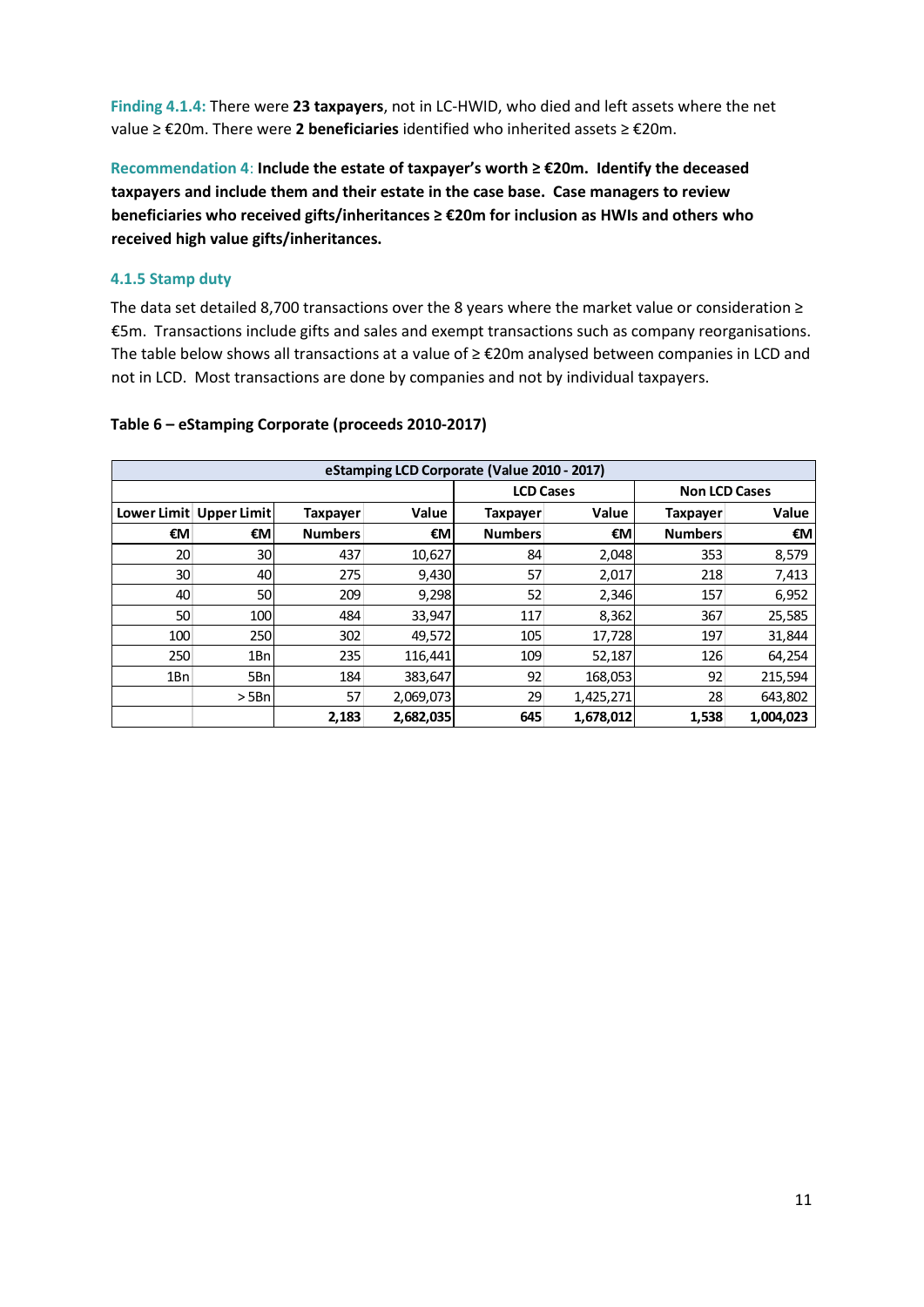**Finding 4.1.4:** There were **23 taxpayers**, not in LC-HWID, who died and left assets where the net value ≥ €20m. There were **2 beneficiaries** identified who inherited assets ≥ €20m.

**Recommendation 4**: **Include the estate of taxpayer's worth ≥ €20m. Identify the deceased taxpayers and include them and their estate in the case base. Case managers to review beneficiaries who received gifts/inheritances ≥ €20m for inclusion as HWIs and others who received high value gifts/inheritances.**

### 4.1.5 Stamp duty

The data set detailed 8,700 transactions over the 8 years where the market value or consideration ≥ €5m. Transactions include gifts and sales and exempt transactions such as company reorganisations. The table below shows all transactions at a value of ≥ €20m analysed between companies in LCD and not in LCD. Most transactions are done by companies and not by individual taxpayers.

**Table 6 – eStamping Corporate (proceeds 2010-2017)**

| eStamping LCD Corporate (Value 2010 - 2017) | | | | | | | |
|---|---|---|---|---|---|---|---|
| | | | | LCD Cases | | Non LCD Cases | |
| Lower Limit | Upper Limit | Taxpayer | Value | Taxpayer | Value | Taxpayer | Value |
| €M | €M | Numbers | €M | Numbers | €M | Numbers | €M |
| 20 | 30 | 437 | 10,627 | 84 | 2,048 | 353 | 8,579 |
| 30 | 40 | 275 | 9,430 | 57 | 2,017 | 218 | 7,413 |
| 40 | 50 | 209 | 9,298 | 52 | 2,346 | 157 | 6,952 |
| 50 | 100 | 484 | 33,947 | 117 | 8,362 | 367 | 25,585 |
| 100 | 250 | 302 | 49,572 | 105 | 17,728 | 197 | 31,844 |
| 250 | 1Bn | 235 | 116,441 | 109 | 52,187 | 126 | 64,254 |
| 1Bn | 5Bn | 184 | 383,647 | 92 | 168,053 | 92 | 215,594 |
| | > 5Bn | 57 | 2,069,073 | 29 | 1,425,271 | 28 | 643,802 |
| | | **2,183** | **2,682,035** | **645** | **1,678,012** | **1,538** | **1,004,023** |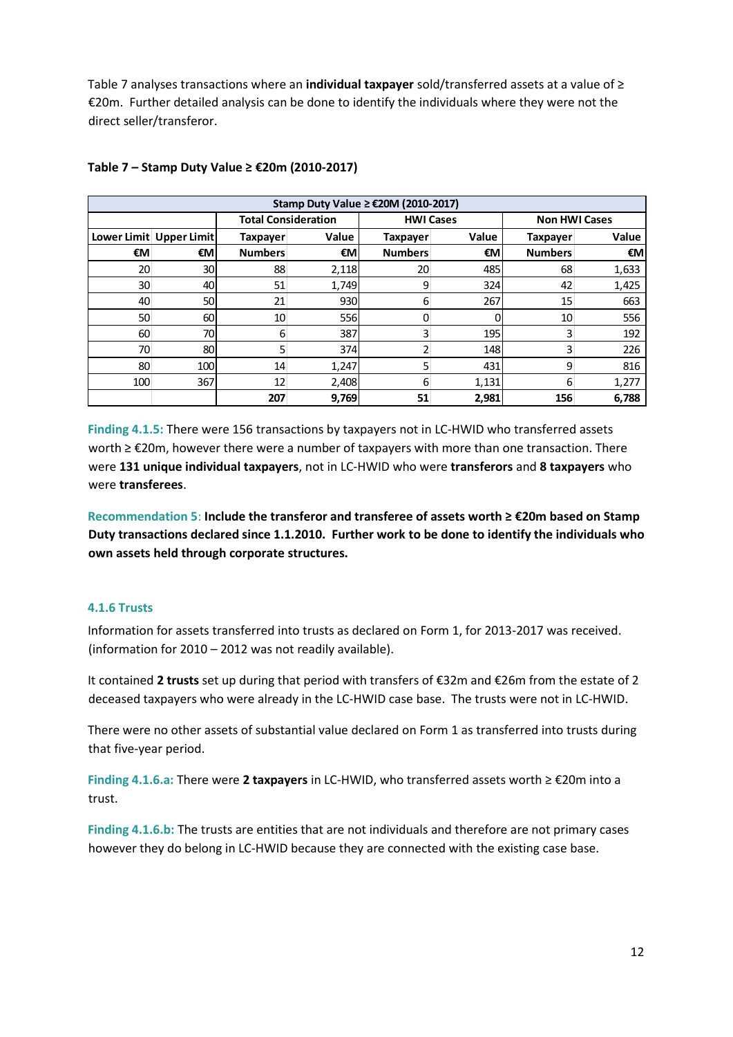Table 7 analyses transactions where an **individual taxpayer** sold/transferred assets at a value of ≥ €20m. Further detailed analysis can be done to identify the individuals where they were not the direct seller/transferor.

**Table 7 – Stamp Duty Value ≥ €20m (2010-2017)**

| Stamp Duty Value ≥ €20M (2010-2017) | | | | | | | |
|---|---|---|---|---|---|---|---|
| | | Total Consideration | | HWI Cases | | Non HWI Cases | |
| Lower Limit | Upper Limit | Taxpayer | Value | Taxpayer | Value | Taxpayer | Value |
| €M | €M | Numbers | €M | Numbers | €M | Numbers | €M |
| 20 | 30 | 88 | 2,118 | 20 | 485 | 68 | 1,633 |
| 30 | 40 | 51 | 1,749 | 9 | 324 | 42 | 1,425 |
| 40 | 50 | 21 | 930 | 6 | 267 | 15 | 663 |
| 50 | 60 | 10 | 556 | 0 | 0 | 10 | 556 |
| 60 | 70 | 6 | 387 | 3 | 195 | 3 | 192 |
| 70 | 80 | 5 | 374 | 2 | 148 | 3 | 226 |
| 80 | 100 | 14 | 1,247 | 5 | 431 | 9 | 816 |
| 100 | 367 | 12 | 2,408 | 6 | 1,131 | 6 | 1,277 |
| | | **207** | **9,769** | **51** | **2,981** | **156** | **6,788** |

**Finding 4.1.5:** There were 156 transactions by taxpayers not in LC-HWID who transferred assets worth ≥ €20m, however there were a number of taxpayers with more than one transaction. There were **131 unique individual taxpayers**, not in LC-HWID who were **transferors** and **8 taxpayers** who were **transferees**.

**Recommendation 5**: **Include the transferor and transferee of assets worth ≥ €20m based on Stamp Duty transactions declared since 1.1.2010. Further work to be done to identify the individuals who own assets held through corporate structures.**

#### 4.1.6 Trusts

Information for assets transferred into trusts as declared on Form 1, for 2013-2017 was received. (information for 2010 – 2012 was not readily available).

It contained **2 trusts** set up during that period with transfers of €32m and €26m from the estate of 2 deceased taxpayers who were already in the LC-HWID case base. The trusts were not in LC-HWID.

There were no other assets of substantial value declared on Form 1 as transferred into trusts during that five-year period.

**Finding 4.1.6.a:** There were **2 taxpayers** in LC-HWID, who transferred assets worth ≥ €20m into a trust.

**Finding 4.1.6.b:** The trusts are entities that are not individuals and therefore are not primary cases however they do belong in LC-HWID because they are connected with the existing case base.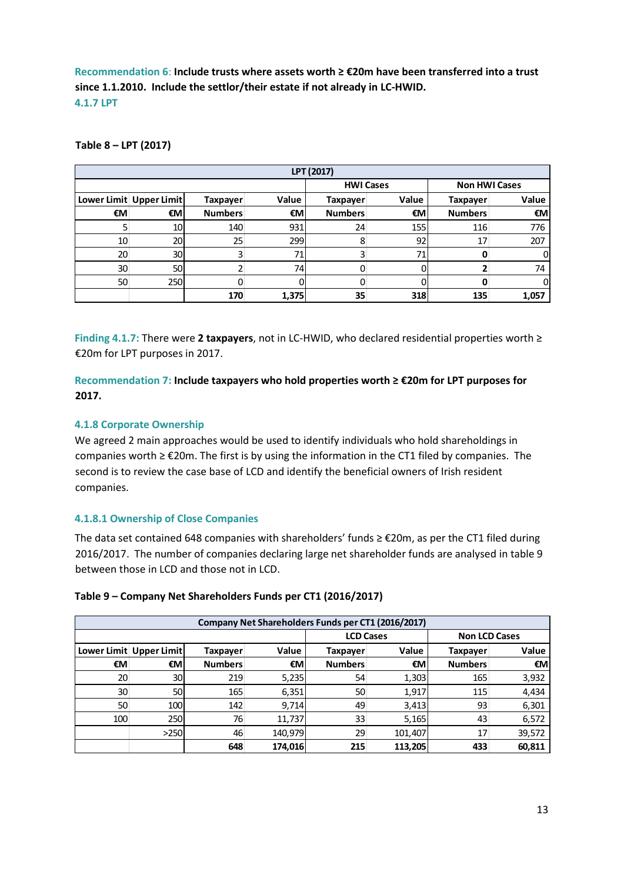**Recommendation 6**: **Include trusts where assets worth ≥ €20m have been transferred into a trust since 1.1.2010. Include the settlor/their estate if not already in LC-HWID.**

### 4.1.7 LPT

**Table 8 – LPT (2017)**

| LPT (2017) | | | | | | | |
|---|---|---|---|---|---|---|---|
| | | | | HWI Cases | | Non HWI Cases | |
| Lower Limit | Upper Limit | Taxpayer | Value | Taxpayer | Value | Taxpayer | Value |
| €M | €M | Numbers | €M | Numbers | €M | Numbers | €M |
| 5 | 10 | 140 | 931 | 24 | 155 | 116 | 776 |
| 10 | 20 | 25 | 299 | 8 | 92 | 17 | 207 |
| 20 | 30 | 3 | 71 | 3 | 71 | **0** | 0 |
| 30 | 50 | 2 | 74 | 0 | 0 | **2** | 74 |
| 50 | 250 | 0 | 0 | 0 | 0 | **0** | 0 |
| | | **170** | **1,375** | **35** | **318** | **135** | **1,057** |

**Finding 4.1.7:** There were **2 taxpayers**, not in LC-HWID, who declared residential properties worth ≥ €20m for LPT purposes in 2017.

**Recommendation 7: Include taxpayers who hold properties worth ≥ €20m for LPT purposes for 2017.**

### 4.1.8 Corporate Ownership

We agreed 2 main approaches would be used to identify individuals who hold shareholdings in companies worth ≥ €20m. The first is by using the information in the CT1 filed by companies. The second is to review the case base of LCD and identify the beneficial owners of Irish resident companies.

#### 4.1.8.1 Ownership of Close Companies

The data set contained 648 companies with shareholders' funds ≥ €20m, as per the CT1 filed during 2016/2017. The number of companies declaring large net shareholder funds are analysed in table 9 between those in LCD and those not in LCD.

**Table 9 – Company Net Shareholders Funds per CT1 (2016/2017)**

| Company Net Shareholders Funds per CT1 (2016/2017) | | | | | | | |
|---|---|---|---|---|---|---|---|
| | | | | LCD Cases | | Non LCD Cases | |
| Lower Limit | Upper Limit | Taxpayer | Value | Taxpayer | Value | Taxpayer | Value |
| €M | €M | Numbers | €M | Numbers | €M | Numbers | €M |
| 20 | 30 | 219 | 5,235 | 54 | 1,303 | 165 | 3,932 |
| 30 | 50 | 165 | 6,351 | 50 | 1,917 | 115 | 4,434 |
| 50 | 100 | 142 | 9,714 | 49 | 3,413 | 93 | 6,301 |
| 100 | 250 | 76 | 11,737 | 33 | 5,165 | 43 | 6,572 |
| | >250 | 46 | 140,979 | 29 | 101,407 | 17 | 39,572 |
| | | **648** | **174,016** | **215** | **113,205** | **433** | **60,811** |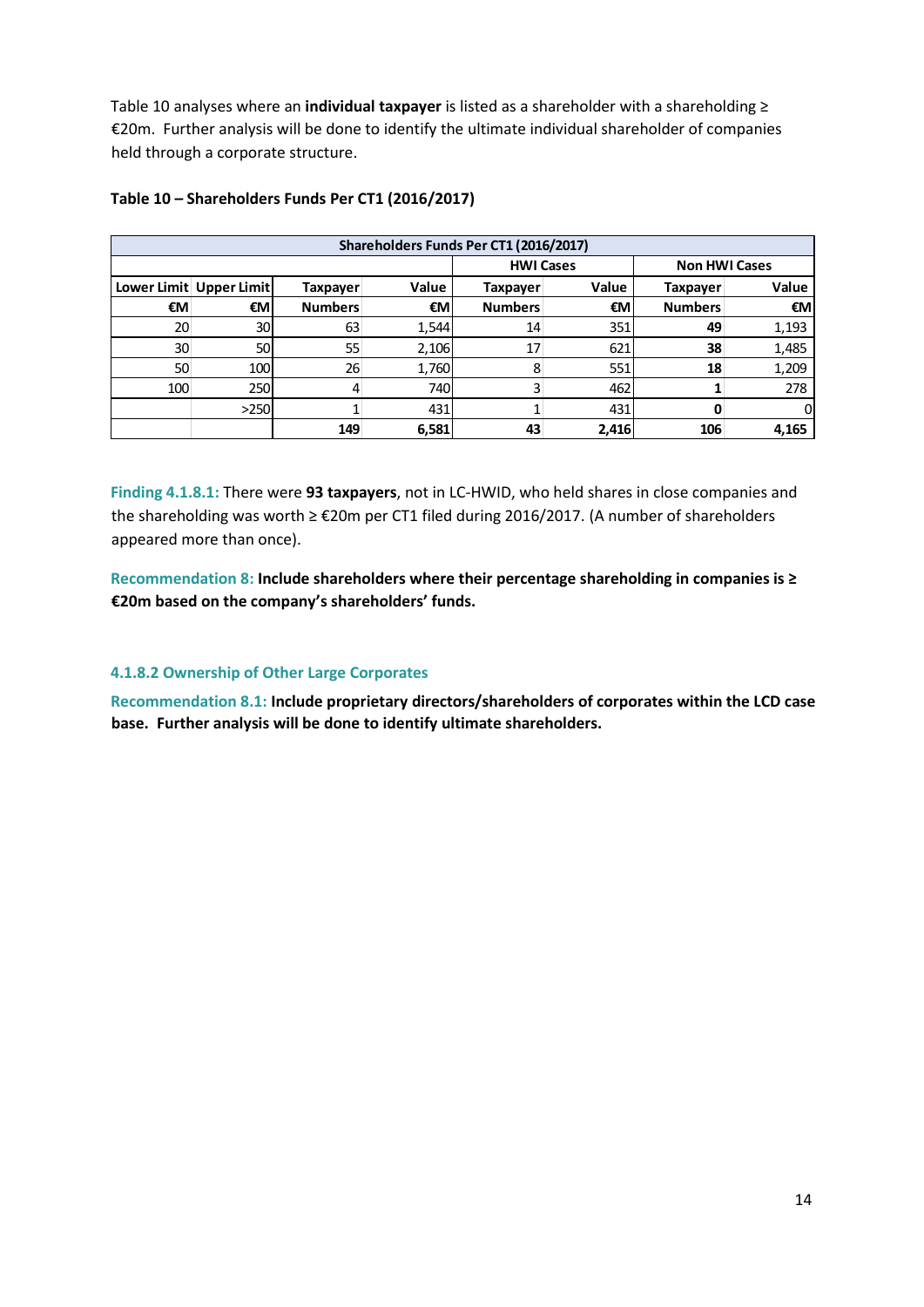Table 10 analyses where an **individual taxpayer** is listed as a shareholder with a shareholding ≥ €20m. Further analysis will be done to identify the ultimate individual shareholder of companies held through a corporate structure.

**Table 10 – Shareholders Funds Per CT1 (2016/2017)**

| Shareholders Funds Per CT1 (2016/2017) | | | | | | | |
|---|---|---|---|---|---|---|---|
| | | | | HWI Cases | | Non HWI Cases | |
| Lower Limit | Upper Limit | Taxpayer | Value | Taxpayer | Value | Taxpayer | Value |
| €M | €M | Numbers | €M | Numbers | €M | Numbers | €M |
| 20 | 30 | 63 | 1,544 | 14 | 351 | **49** | 1,193 |
| 30 | 50 | 55 | 2,106 | 17 | 621 | **38** | 1,485 |
| 50 | 100 | 26 | 1,760 | 8 | 551 | **18** | 1,209 |
| 100 | 250 | 4 | 740 | 3 | 462 | **1** | 278 |
| | >250 | 1 | 431 | 1 | 431 | **0** | 0 |
| | | **149** | **6,581** | **43** | **2,416** | **106** | **4,165** |

**Finding 4.1.8.1:** There were **93 taxpayers**, not in LC-HWID, who held shares in close companies and the shareholding was worth ≥ €20m per CT1 filed during 2016/2017. (A number of shareholders appeared more than once).

**Recommendation 8: Include shareholders where their percentage shareholding in companies is ≥ €20m based on the company's shareholders' funds.**

#### 4.1.8.2 Ownership of Other Large Corporates

**Recommendation 8.1: Include proprietary directors/shareholders of corporates within the LCD case base. Further analysis will be done to identify ultimate shareholders.**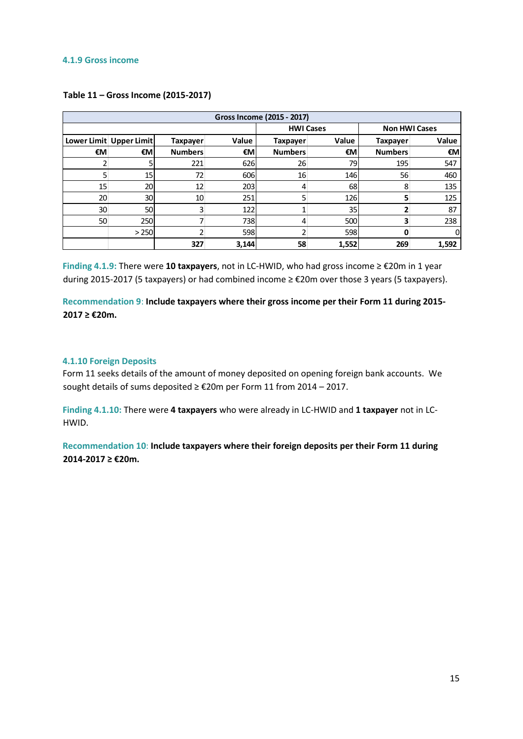#### 4.1.9 Gross income

**Table 11 – Gross Income (2015-2017)**

| Gross Income (2015 - 2017) | | | | | | | |
|---|---|---|---|---|---|---|---|
| | | | | HWI Cases | | Non HWI Cases | |
| Lower Limit €M | Upper Limit €M | Taxpayer Numbers | Value €M | Taxpayer Numbers | Value €M | Taxpayer Numbers | Value €M |
| 2 | 5 | 221 | 626 | 26 | 79 | 195 | 547 |
| 5 | 15 | 72 | 606 | 16 | 146 | 56 | 460 |
| 15 | 20 | 12 | 203 | 4 | 68 | 8 | 135 |
| 20 | 30 | 10 | 251 | 5 | 126 | **5** | 125 |
| 30 | 50 | 3 | 122 | 1 | 35 | **2** | 87 |
| 50 | 250 | 7 | 738 | 4 | 500 | **3** | 238 |
| | > 250 | 2 | 598 | 2 | 598 | **0** | 0 |
| | | **327** | **3,144** | **58** | **1,552** | **269** | **1,592** |

Finding 4.1.9: There were **10 taxpayers**, not in LC-HWID, who had gross income ≥ €20m in 1 year during 2015-2017 (5 taxpayers) or had combined income ≥ €20m over those 3 years (5 taxpayers).

Recommendation 9: **Include taxpayers where their gross income per their Form 11 during 2015-2017 ≥ €20m.**

#### 4.1.10 Foreign Deposits

Form 11 seeks details of the amount of money deposited on opening foreign bank accounts. We sought details of sums deposited ≥ €20m per Form 11 from 2014 – 2017.

Finding 4.1.10: There were **4 taxpayers** who were already in LC-HWID and **1 taxpayer** not in LC-HWID.

Recommendation 10: **Include taxpayers where their foreign deposits per their Form 11 during 2014-2017 ≥ €20m.**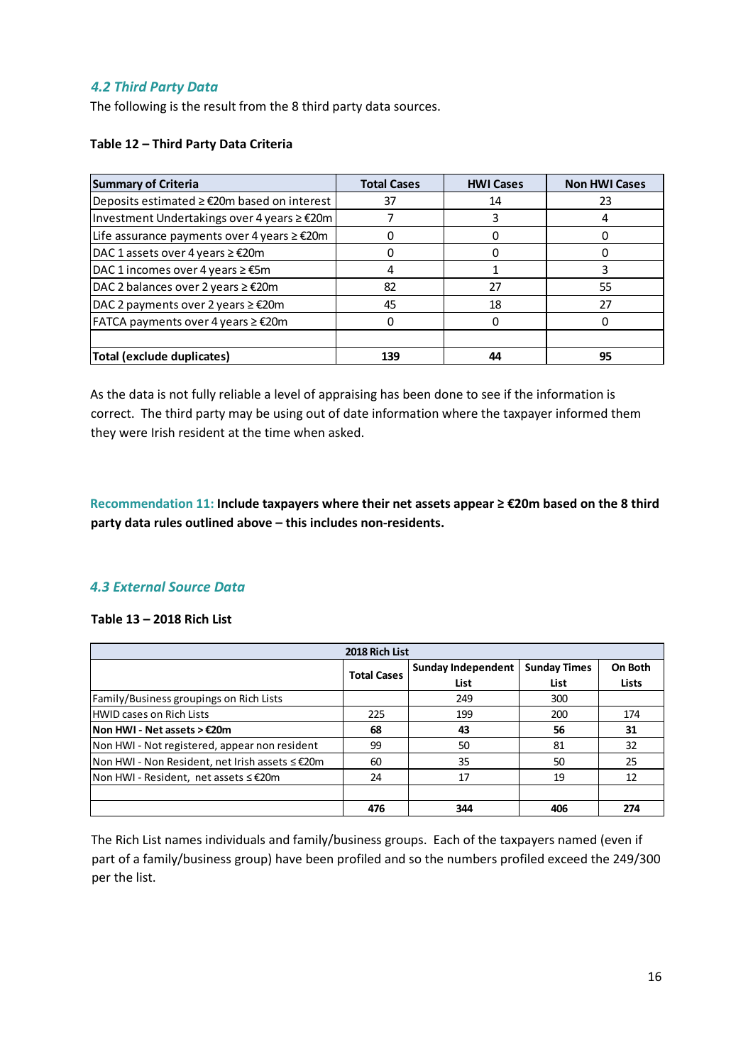### *4.2 Third Party Data*

The following is the result from the 8 third party data sources.

**Table 12 – Third Party Data Criteria**

| Summary of Criteria | Total Cases | HWI Cases | Non HWI Cases |
|---|---|---|---|
| Deposits estimated ≥ €20m based on interest | 37 | 14 | 23 |
| Investment Undertakings over 4 years ≥ €20m | 7 | 3 | 4 |
| Life assurance payments over 4 years ≥ €20m | 0 | 0 | 0 |
| DAC 1 assets over 4 years ≥ €20m | 0 | 0 | 0 |
| DAC 1 incomes over 4 years ≥ €5m | 4 | 1 | 3 |
| DAC 2 balances over 2 years ≥ €20m | 82 | 27 | 55 |
| DAC 2 payments over 2 years ≥ €20m | 45 | 18 | 27 |
| FATCA payments over 4 years ≥ €20m | 0 | 0 | 0 |
| | | | |
| **Total (exclude duplicates)** | **139** | **44** | **95** |

As the data is not fully reliable a level of appraising has been done to see if the information is correct. The third party may be using out of date information where the taxpayer informed them they were Irish resident at the time when asked.

Recommendation 11: **Include taxpayers where their net assets appear ≥ €20m based on the 8 third party data rules outlined above – this includes non-residents.**

### *4.3 External Source Data*

**Table 13 – 2018 Rich List**

| 2018 Rich List | | | | |
|---|---|---|---|---|
| | **Total Cases** | **Sunday Independent List** | **Sunday Times List** | **On Both Lists** |
| Family/Business groupings on Rich Lists | | 249 | 300 | |
| HWID cases on Rich Lists | 225 | 199 | 200 | 174 |
| **Non HWI - Net assets > €20m** | **68** | **43** | **56** | **31** |
| Non HWI - Not registered, appear non resident | 99 | 50 | 81 | 32 |
| Non HWI - Non Resident, net Irish assets ≤ €20m | 60 | 35 | 50 | 25 |
| Non HWI - Resident, net assets ≤ €20m | 24 | 17 | 19 | 12 |
| | | | | |
| | **476** | **344** | **406** | **274** |

The Rich List names individuals and family/business groups. Each of the taxpayers named (even if part of a family/business group) have been profiled and so the numbers profiled exceed the 249/300 per the list.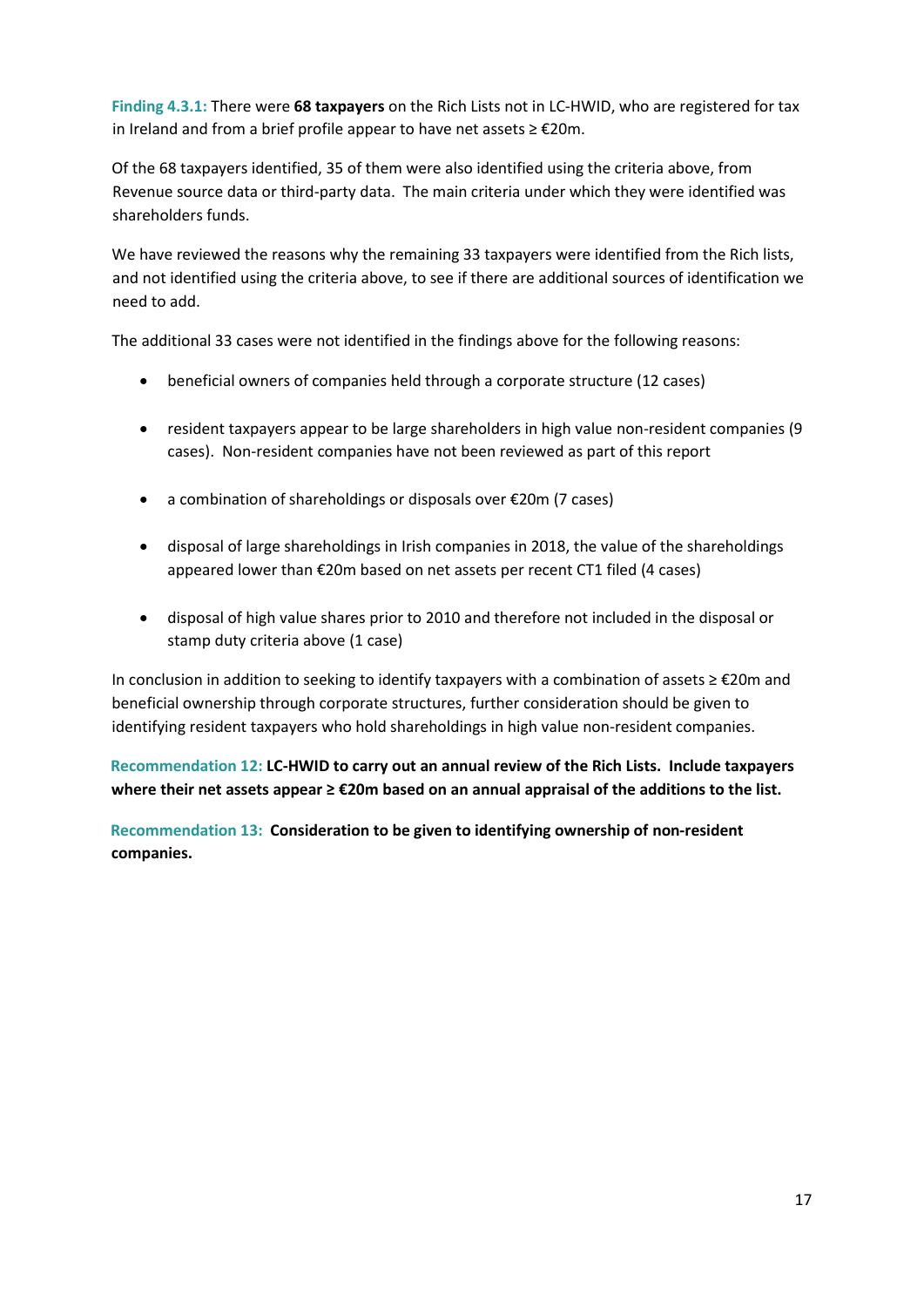**Finding 4.3.1:** There were **68 taxpayers** on the Rich Lists not in LC-HWID, who are registered for tax in Ireland and from a brief profile appear to have net assets ≥ €20m.

Of the 68 taxpayers identified, 35 of them were also identified using the criteria above, from Revenue source data or third-party data. The main criteria under which they were identified was shareholders funds.

We have reviewed the reasons why the remaining 33 taxpayers were identified from the Rich lists, and not identified using the criteria above, to see if there are additional sources of identification we need to add.

The additional 33 cases were not identified in the findings above for the following reasons:

- beneficial owners of companies held through a corporate structure (12 cases)
- resident taxpayers appear to be large shareholders in high value non-resident companies (9 cases). Non-resident companies have not been reviewed as part of this report
- a combination of shareholdings or disposals over €20m (7 cases)
- disposal of large shareholdings in Irish companies in 2018, the value of the shareholdings appeared lower than €20m based on net assets per recent CT1 filed (4 cases)
- disposal of high value shares prior to 2010 and therefore not included in the disposal or stamp duty criteria above (1 case)

In conclusion in addition to seeking to identify taxpayers with a combination of assets ≥ €20m and beneficial ownership through corporate structures, further consideration should be given to identifying resident taxpayers who hold shareholdings in high value non-resident companies.

**Recommendation 12: LC-HWID to carry out an annual review of the Rich Lists. Include taxpayers where their net assets appear ≥ €20m based on an annual appraisal of the additions to the list.**

**Recommendation 13: Consideration to be given to identifying ownership of non-resident companies.**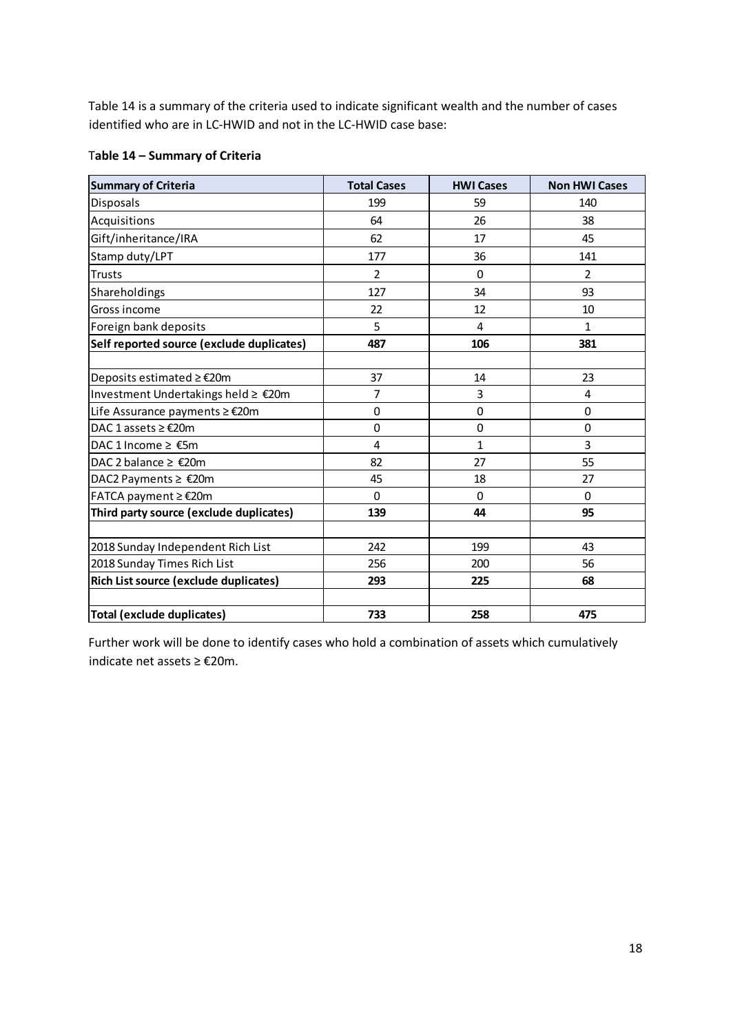Table 14 is a summary of the criteria used to indicate significant wealth and the number of cases identified who are in LC-HWID and not in the LC-HWID case base:

**Table 14 – Summary of Criteria**

| Summary of Criteria | Total Cases | HWI Cases | Non HWI Cases |
|---|---|---|---|
| Disposals | 199 | 59 | 140 |
| Acquisitions | 64 | 26 | 38 |
| Gift/inheritance/IRA | 62 | 17 | 45 |
| Stamp duty/LPT | 177 | 36 | 141 |
| Trusts | 2 | 0 | 2 |
| Shareholdings | 127 | 34 | 93 |
| Gross income | 22 | 12 | 10 |
| Foreign bank deposits | 5 | 4 | 1 |
| **Self reported source (exclude duplicates)** | **487** | **106** | **381** |
| | | | |
| Deposits estimated ≥ €20m | 37 | 14 | 23 |
| Investment Undertakings held ≥ €20m | 7 | 3 | 4 |
| Life Assurance payments ≥ €20m | 0 | 0 | 0 |
| DAC 1 assets ≥ €20m | 0 | 0 | 0 |
| DAC 1 Income ≥ €5m | 4 | 1 | 3 |
| DAC 2 balance ≥ €20m | 82 | 27 | 55 |
| DAC2 Payments ≥ €20m | 45 | 18 | 27 |
| FATCA payment ≥ €20m | 0 | 0 | 0 |
| **Third party source (exclude duplicates)** | **139** | **44** | **95** |
| | | | |
| 2018 Sunday Independent Rich List | 242 | 199 | 43 |
| 2018 Sunday Times Rich List | 256 | 200 | 56 |
| **Rich List source (exclude duplicates)** | **293** | **225** | **68** |
| | | | |
| **Total (exclude duplicates)** | **733** | **258** | **475** |

Further work will be done to identify cases who hold a combination of assets which cumulatively indicate net assets ≥ €20m.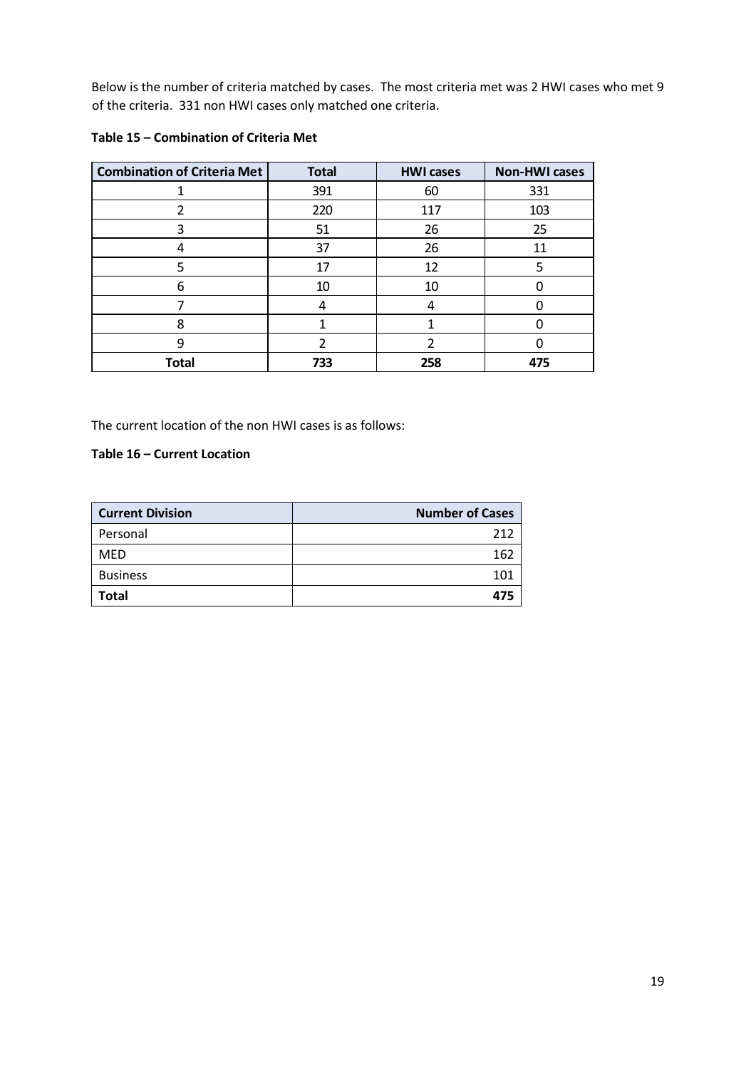Below is the number of criteria matched by cases. The most criteria met was 2 HWI cases who met 9 of the criteria. 331 non HWI cases only matched one criteria.

**Table 15 – Combination of Criteria Met**

| Combination of Criteria Met | Total | HWI cases | Non-HWI cases |
|---|---|---|---|
| 1 | 391 | 60 | 331 |
| 2 | 220 | 117 | 103 |
| 3 | 51 | 26 | 25 |
| 4 | 37 | 26 | 11 |
| 5 | 17 | 12 | 5 |
| 6 | 10 | 10 | 0 |
| 7 | 4 | 4 | 0 |
| 8 | 1 | 1 | 0 |
| 9 | 2 | 2 | 0 |
| **Total** | **733** | **258** | **475** |

The current location of the non HWI cases is as follows:

**Table 16 – Current Location**

| Current Division | Number of Cases |
|---|---:|
| Personal | 212 |
| MED | 162 |
| Business | 101 |
| **Total** | **475** |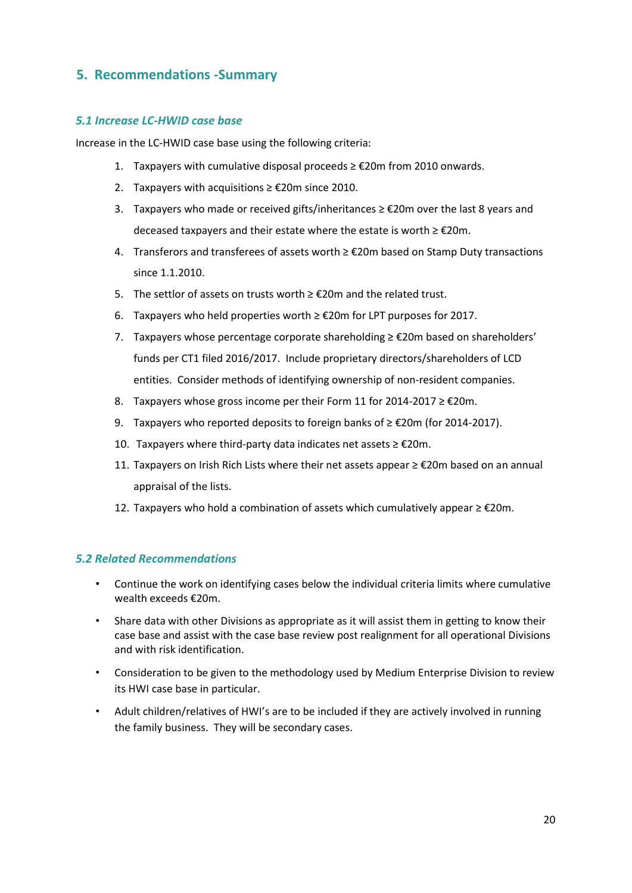## 5. Recommendations -Summary

### *5.1 Increase LC-HWID case base*

Increase in the LC-HWID case base using the following criteria:

1. Taxpayers with cumulative disposal proceeds ≥ €20m from 2010 onwards.
2. Taxpayers with acquisitions ≥ €20m since 2010.
3. Taxpayers who made or received gifts/inheritances ≥ €20m over the last 8 years and deceased taxpayers and their estate where the estate is worth ≥ €20m.
4. Transferors and transferees of assets worth ≥ €20m based on Stamp Duty transactions since 1.1.2010.
5. The settlor of assets on trusts worth ≥ €20m and the related trust.
6. Taxpayers who held properties worth ≥ €20m for LPT purposes for 2017.
7. Taxpayers whose percentage corporate shareholding ≥ €20m based on shareholders' funds per CT1 filed 2016/2017. Include proprietary directors/shareholders of LCD entities. Consider methods of identifying ownership of non-resident companies.
8. Taxpayers whose gross income per their Form 11 for 2014-2017 ≥ €20m.
9. Taxpayers who reported deposits to foreign banks of ≥ €20m (for 2014-2017).
10. Taxpayers where third-party data indicates net assets ≥ €20m.
11. Taxpayers on Irish Rich Lists where their net assets appear ≥ €20m based on an annual appraisal of the lists.
12. Taxpayers who hold a combination of assets which cumulatively appear ≥ €20m.

### *5.2 Related Recommendations*

- Continue the work on identifying cases below the individual criteria limits where cumulative wealth exceeds €20m.
- Share data with other Divisions as appropriate as it will assist them in getting to know their case base and assist with the case base review post realignment for all operational Divisions and with risk identification.
- Consideration to be given to the methodology used by Medium Enterprise Division to review its HWI case base in particular.
- Adult children/relatives of HWI's are to be included if they are actively involved in running the family business. They will be secondary cases.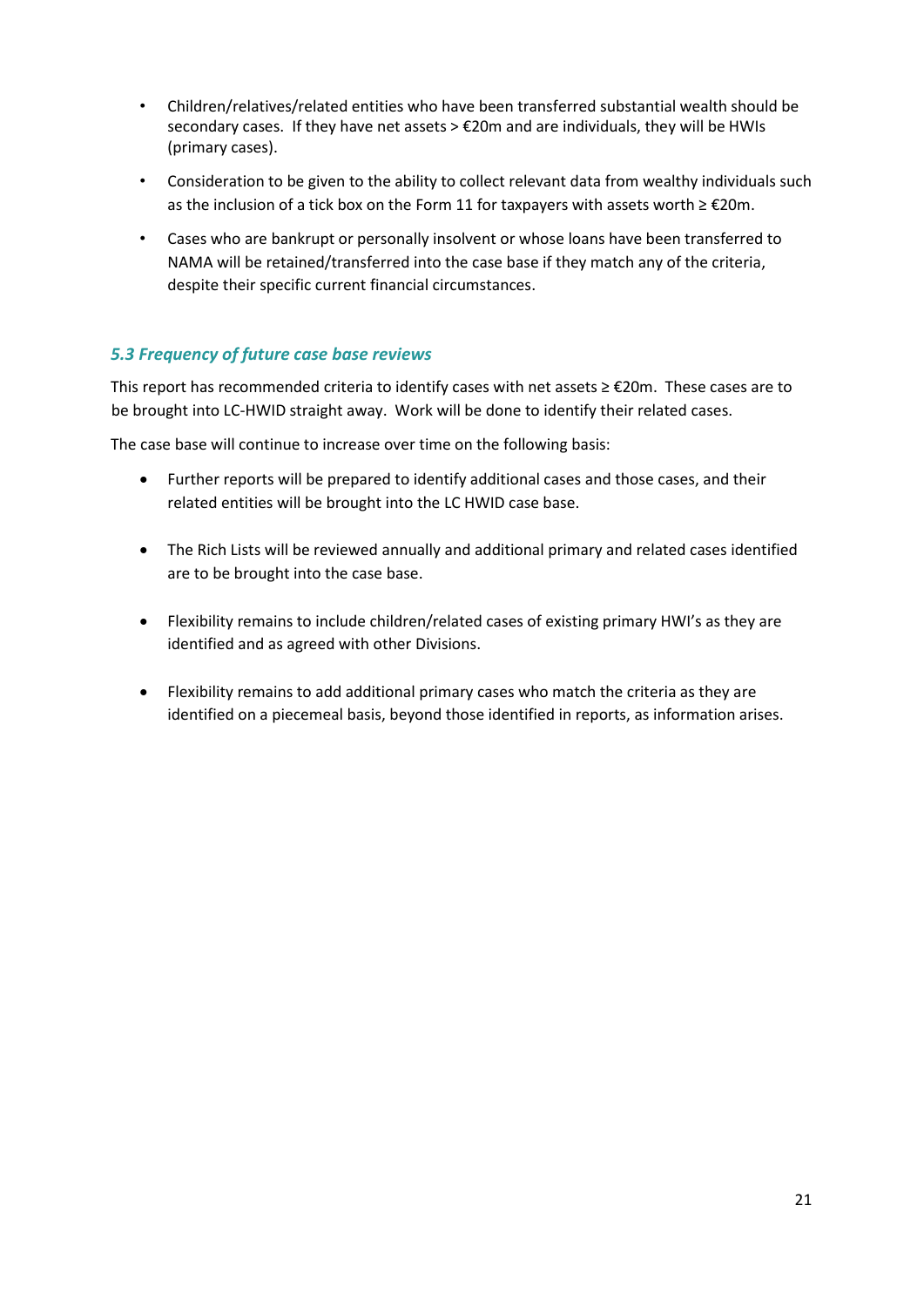- Children/relatives/related entities who have been transferred substantial wealth should be secondary cases. If they have net assets > €20m and are individuals, they will be HWIs (primary cases).
- Consideration to be given to the ability to collect relevant data from wealthy individuals such as the inclusion of a tick box on the Form 11 for taxpayers with assets worth ≥ €20m.
- Cases who are bankrupt or personally insolvent or whose loans have been transferred to NAMA will be retained/transferred into the case base if they match any of the criteria, despite their specific current financial circumstances.

### *5.3 Frequency of future case base reviews*

This report has recommended criteria to identify cases with net assets ≥ €20m. These cases are to be brought into LC-HWID straight away. Work will be done to identify their related cases.

The case base will continue to increase over time on the following basis:

- Further reports will be prepared to identify additional cases and those cases, and their related entities will be brought into the LC HWID case base.
- The Rich Lists will be reviewed annually and additional primary and related cases identified are to be brought into the case base.
- Flexibility remains to include children/related cases of existing primary HWI's as they are identified and as agreed with other Divisions.
- Flexibility remains to add additional primary cases who match the criteria as they are identified on a piecemeal basis, beyond those identified in reports, as information arises.